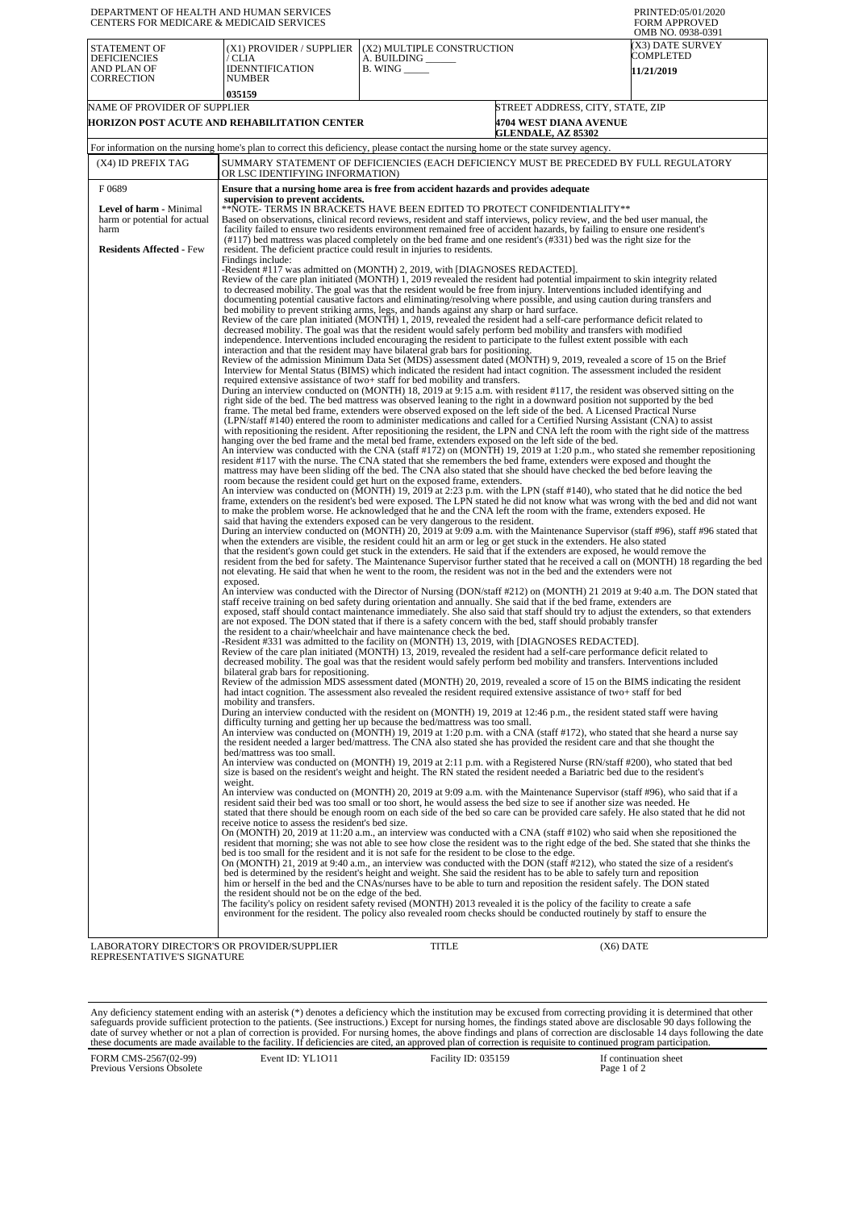DEPARTMENT OF HEALTH AND HUMAN SERVICES
CENTERS FOR MEDICARE & MEDICAID SERVICES

PRINTED:05/01/2020
FORM APPROVED
OMB NO. 0938-0391

| STATEMENT OF DEFICIENCIES AND PLAN OF CORRECTION | (X1) PROVIDER / SUPPLIER / CLIA IDENNTIFICATION NUMBER | (X2) MULTIPLE CONSTRUCTION | (X3) DATE SURVEY COMPLETED |
|---|---|---|---|
| | 035159 | A. BUILDING ______ B. WING _____ | 11/21/2019 |

| NAME OF PROVIDER OF SUPPLIER | STREET ADDRESS, CITY, STATE, ZIP |
|---|---|
| HORIZON POST ACUTE AND REHABILITATION CENTER | 4704 WEST DIANA AVENUE GLENDALE, AZ 85302 |

For information on the nursing home's plan to correct this deficiency, please contact the nursing home or the state survey agency.

| (X4) ID PREFIX TAG | SUMMARY STATEMENT OF DEFICIENCIES (EACH DEFICIENCY MUST BE PRECEDED BY FULL REGULATORY OR LSC IDENTIFYING INFORMATION) |
|---|---|
| F 0689<br><br>**Level of harm** - Minimal harm or potential for actual harm<br><br>**Residents Affected** - Few | **Ensure that a nursing home area is free from accident hazards and provides adequate supervision to prevent accidents.**<br>**NOTE- TERMS IN BRACKETS HAVE BEEN EDITED TO PROTECT CONFIDENTIALITY**<br>Based on observations, clinical record reviews, resident and staff interviews, policy review, and the bed user manual, the facility failed to ensure two residents environment remained free of accident hazards, by failing to ensure one resident's (#117) bed mattress was placed completely on the bed frame and one resident's (#331) bed was the right size for the resident. The deficient practice could result in injuries to residents.<br>Findings include:<br>-Resident #117 was admitted on (MONTH) 2, 2019, with [DIAGNOSES REDACTED].<br>Review of the care plan initiated (MONTH) 1, 2019 revealed the resident had potential impairment to skin integrity related to decreased mobility. The goal was that the resident would be free from injury. Interventions included identifying and documenting potential causative factors and eliminating/resolving where possible, and using caution during transfers and bed mobility to prevent striking arms, legs, and hands against any sharp or hard surface.<br>Review of the care plan initiated (MONTH) 1, 2019, revealed the resident had a self-care performance deficit related to decreased mobility. The goal was that the resident would safely perform bed mobility and transfers with modified independence. Interventions included encouraging the resident to participate to the fullest extent possible with each interaction and that the resident may have bilateral grab bars for positioning.<br>Review of the admission Minimum Data Set (MDS) assessment dated (MONTH) 9, 2019, revealed a score of 15 on the Brief Interview for Mental Status (BIMS) which indicated the resident had intact cognition. The assessment included the resident required extensive assistance of two+ staff for bed mobility and transfers.<br>During an interview conducted on (MONTH) 18, 2019 at 9:15 a.m. with resident #117, the resident was observed sitting on the right side of the bed. The bed mattress was observed leaning to the right in a downward position not supported by the bed frame. The metal bed frame, extenders were observed exposed on the left side of the bed. A Licensed Practical Nurse (LPN/staff #140) entered the room to administer medications and called for a Certified Nursing Assistant (CNA) to assist with repositioning the resident. After repositioning the resident, the LPN and CNA left the room with the right side of the mattress hanging over the bed frame and the metal bed frame, extenders exposed on the left side of the bed.<br>An interview was conducted with the CNA (staff #172) on (MONTH) 19, 2019 at 1:20 p.m., who stated she remember repositioning resident #117 with the nurse. The CNA stated that she remembers the bed frame, extenders were exposed and thought the mattress may have been sliding off the bed. The CNA also stated that she should have checked the bed before leaving the room because the resident could get hurt on the exposed frame, extenders.<br>An interview was conducted on (MONTH) 19, 2019 at 2:23 p.m. with the LPN (staff #140), who stated that he did notice the bed frame, extenders on the resident's bed were exposed. The LPN stated he did not know what was wrong with the bed and did not want to make the problem worse. He acknowledged that he and the CNA left the room with the frame, extenders exposed. He said that having the extenders exposed can be very dangerous to the resident.<br>During an interview conducted on (MONTH) 20, 2019 at 9:09 a.m. with the Maintenance Supervisor (staff #96), staff #96 stated that when the extenders are visible, the resident could hit an arm or leg or get stuck in the extenders. He also stated that the resident's gown could get stuck in the extenders. He said that if the extenders are exposed, he would remove the resident from the bed for safety. The Maintenance Supervisor further stated that he received a call on (MONTH) 18 regarding the bed not elevating. He said that when he went to the room, the resident was not in the bed and the extenders were not exposed.<br>An interview was conducted with the Director of Nursing (DON/staff #212) on (MONTH) 21 2019 at 9:40 a.m. The DON stated that staff receive training on bed safety during orientation and annually. She said that if the bed frame, extenders are exposed, staff should contact maintenance immediately. She also said that staff should try to adjust the extenders, so that extenders are not exposed. The DON stated that if there is a safety concern with the bed, staff should probably transfer the resident to a chair/wheelchair and have maintenance check the bed.<br>-Resident #331 was admitted to the facility on (MONTH) 13, 2019, with [DIAGNOSES REDACTED].<br>Review of the care plan initiated (MONTH) 13, 2019, revealed the resident had a self-care performance deficit related to decreased mobility. The goal was that the resident would safely perform bed mobility and transfers. Interventions included bilateral grab bars for repositioning.<br>Review of the admission MDS assessment dated (MONTH) 20, 2019, revealed a score of 15 on the BIMS indicating the resident had intact cognition. The assessment also revealed the resident required extensive assistance of two+ staff for bed mobility and transfers.<br>During an interview conducted with the resident on (MONTH) 19, 2019 at 12:46 p.m., the resident stated staff were having difficulty turning and getting her up because the bed/mattress was too small.<br>An interview was conducted on (MONTH) 19, 2019 at 1:20 p.m. with a CNA (staff #172), who stated that she heard a nurse say the resident needed a larger bed/mattress. The CNA also stated she has provided the resident care and that she thought the bed/mattress was too small.<br>An interview was conducted on (MONTH) 19, 2019 at 2:11 p.m. with a Registered Nurse (RN/staff #200), who stated that bed size is based on the resident's weight and height. The RN stated the resident needed a Bariatric bed due to the resident's weight.<br>An interview was conducted on (MONTH) 20, 2019 at 9:09 a.m. with the Maintenance Supervisor (staff #96), who said that if a resident said their bed was too small or too short, he would assess the bed size to see if another size was needed. He stated that there should be enough room on each side of the bed so care can be provided care safely. He also stated that he did not receive notice to assess the resident's bed size.<br>On (MONTH) 20, 2019 at 11:20 a.m., an interview was conducted with a CNA (staff #102) who said when she repositioned the resident that morning; she was not able to see how close the resident was to the right edge of the bed. She stated that she thinks the bed is too small for the resident and it is not safe for the resident to be close to the edge.<br>On (MONTH) 21, 2019 at 9:40 a.m., an interview was conducted with the DON (staff #212), who stated the size of a resident's bed is determined by the resident's height and weight. She said the resident has to be able to safely turn and reposition him or herself in the bed and the CNAs/nurses have to be able to turn and reposition the resident safely. The DON stated the resident should not be on the edge of the bed.<br>The facility's policy on resident safety revised (MONTH) 2013 revealed it is the policy of the facility to create a safe environment for the resident. The policy also revealed room checks should be conducted routinely by staff to ensure the |

| LABORATORY DIRECTOR'S OR PROVIDER/SUPPLIER REPRESENTATIVE'S SIGNATURE | TITLE | (X6) DATE |
|---|---|---|

Any deficiency statement ending with an asterisk (*) denotes a deficiency which the institution may be excused from correcting providing it is determined that other safeguards provide sufficient protection to the patients. (See instructions.) Except for nursing homes, the findings stated above are disclosable 90 days following the date of survey whether or not a plan of correction is provided. For nursing homes, the above findings and plans of correction are disclosable 14 days following the date these documents are made available to the facility. If deficiencies are cited, an approved plan of correction is requisite to continued program participation.

FORM CMS-2567(02-99) Previous Versions Obsolete | Event ID: YL1O11 | Facility ID: 035159 | If continuation sheet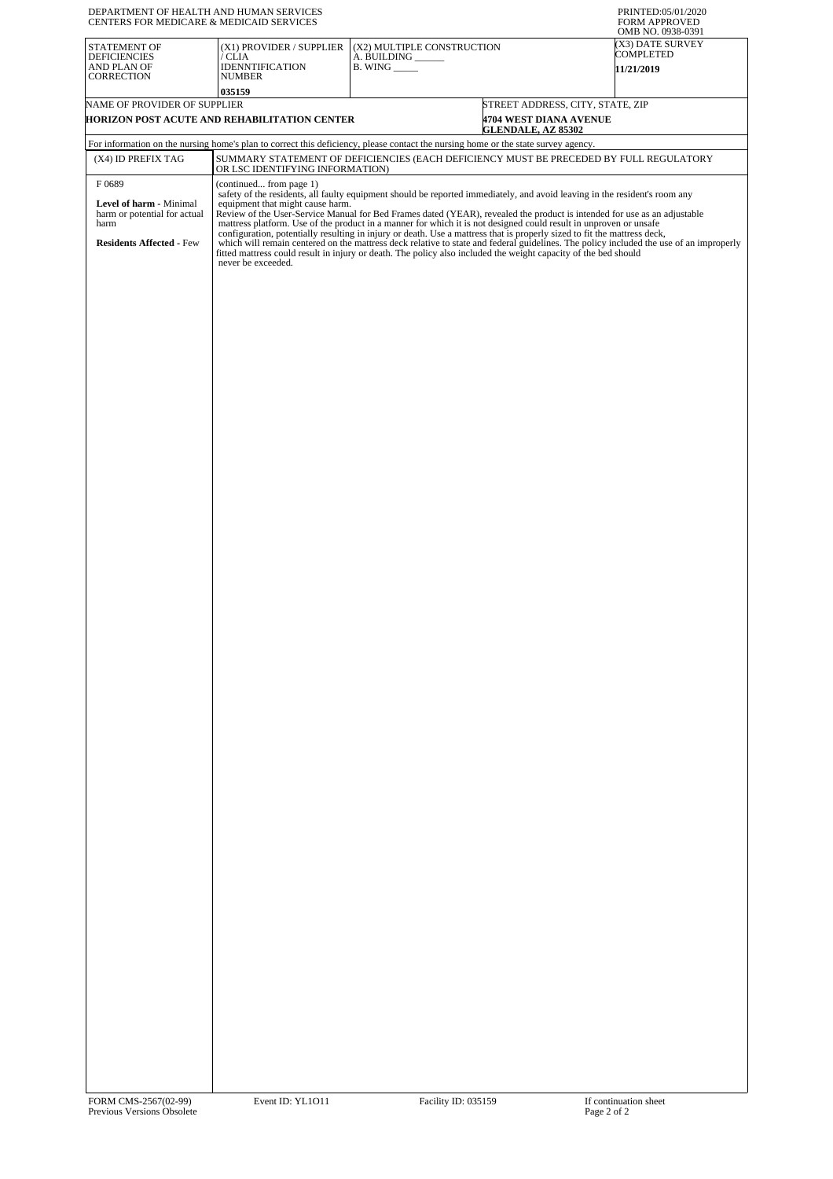DEPARTMENT OF HEALTH AND HUMAN SERVICES
CENTERS FOR MEDICARE & MEDICAID SERVICES

PRINTED:05/01/2020
FORM APPROVED
OMB NO. 0938-0391

| STATEMENT OF DEFICIENCIES AND PLAN OF CORRECTION | (X1) PROVIDER / SUPPLIER / CLIA IDENNTIFICATION NUMBER | (X2) MULTIPLE CONSTRUCTION | (X3) DATE SURVEY COMPLETED |
|---|---|---|---|
| | 035159 | A. BUILDING ______ B. WING _____ | 11/21/2019 |

| NAME OF PROVIDER OF SUPPLIER | STREET ADDRESS, CITY, STATE, ZIP |
|---|---|
| **HORIZON POST ACUTE AND REHABILITATION CENTER** | **4704 WEST DIANA AVENUE GLENDALE, AZ 85302** |

For information on the nursing home's plan to correct this deficiency, please contact the nursing home or the state survey agency.

| (X4) ID PREFIX TAG | SUMMARY STATEMENT OF DEFICIENCIES (EACH DEFICIENCY MUST BE PRECEDED BY FULL REGULATORY OR LSC IDENTIFYING INFORMATION) |
|---|---|
| F 0689<br><br>**Level of harm -** Minimal harm or potential for actual harm<br><br>**Residents Affected -** Few | (continued... from page 1)<br>safety of the residents, all faulty equipment should be reported immediately, and avoid leaving in the resident's room any equipment that might cause harm.<br>Review of the User-Service Manual for Bed Frames dated (YEAR), revealed the product is intended for use as an adjustable mattress platform. Use of the product in a manner for which it is not designed could result in unproven or unsafe configuration, potentially resulting in injury or death. Use a mattress that is properly sized to fit the mattress deck, which will remain centered on the mattress deck relative to state and federal guidelines. The policy included the use of an improperly fitted mattress could result in injury or death. The policy also included the weight capacity of the bed should never be exceeded. |

FORM CMS-2567(02-99) Previous Versions Obsolete | Event ID: YL1O11 | Facility ID: 035159 | If continuation sheet